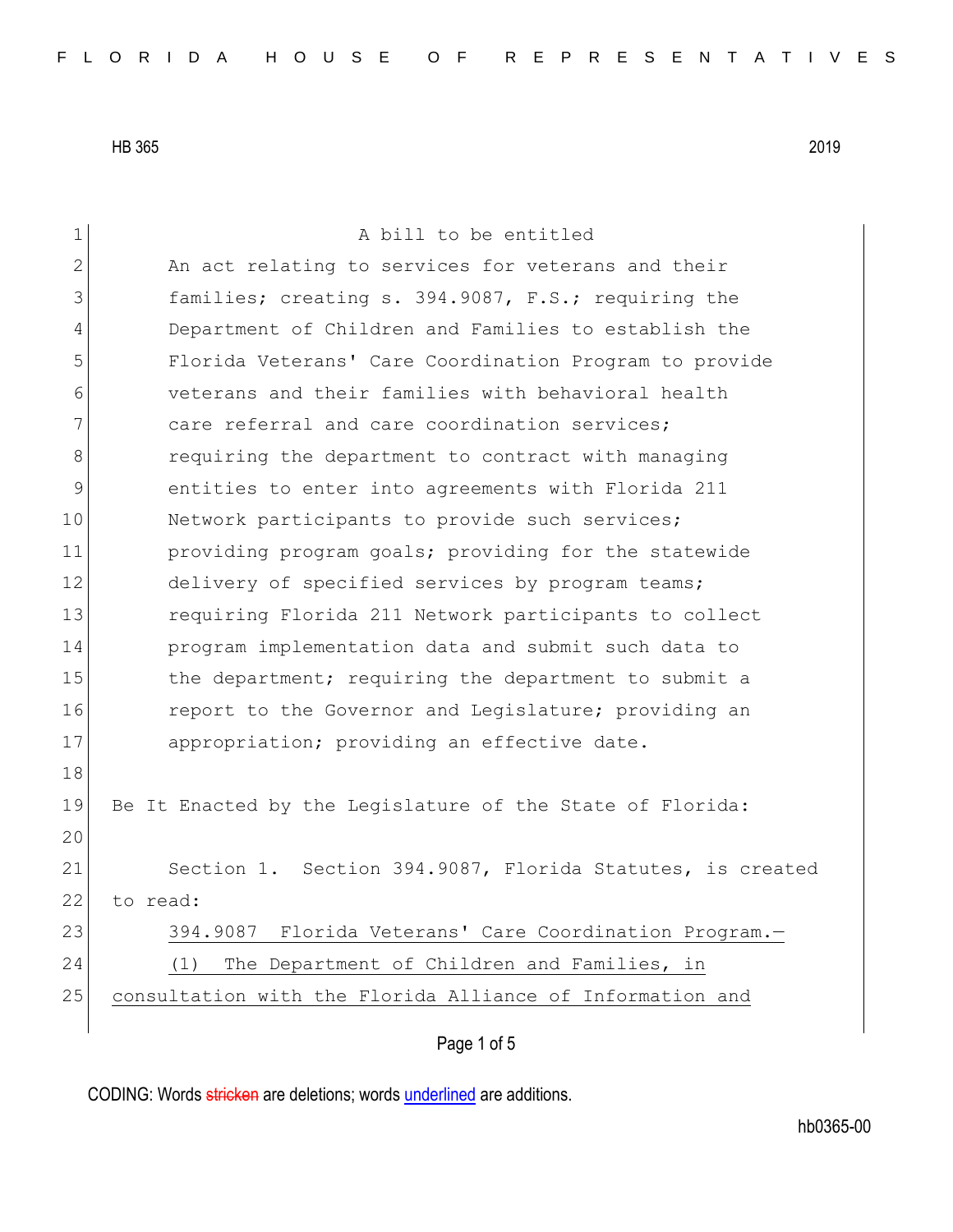HB 365 2019

A bill to be entitled

An act relating to services for veterans and their families; creating s. 394.9087, F.S.; requiring the Department of Children and Families to establish the Florida Veterans' Care Coordination Program to provide veterans and their families with behavioral health care referral and care coordination services; requiring the department to contract with managing entities to enter into agreements with Florida 211 Network participants to provide such services; providing program goals; providing for the statewide delivery of specified services by program teams; requiring Florida 211 Network participants to collect program implementation data and submit such data to the department; requiring the department to submit a report to the Governor and Legislature; providing an appropriation; providing an effective date.

Be It Enacted by the Legislature of the State of Florida:

Section 1. Section 394.9087, Florida Statutes, is created to read:

394.9087 Florida Veterans' Care Coordination Program.—

(1) The Department of Children and Families, in consultation with the Florida Alliance of Information and

CODING: Words stricken are deletions; words underlined are additions.

hb0365-00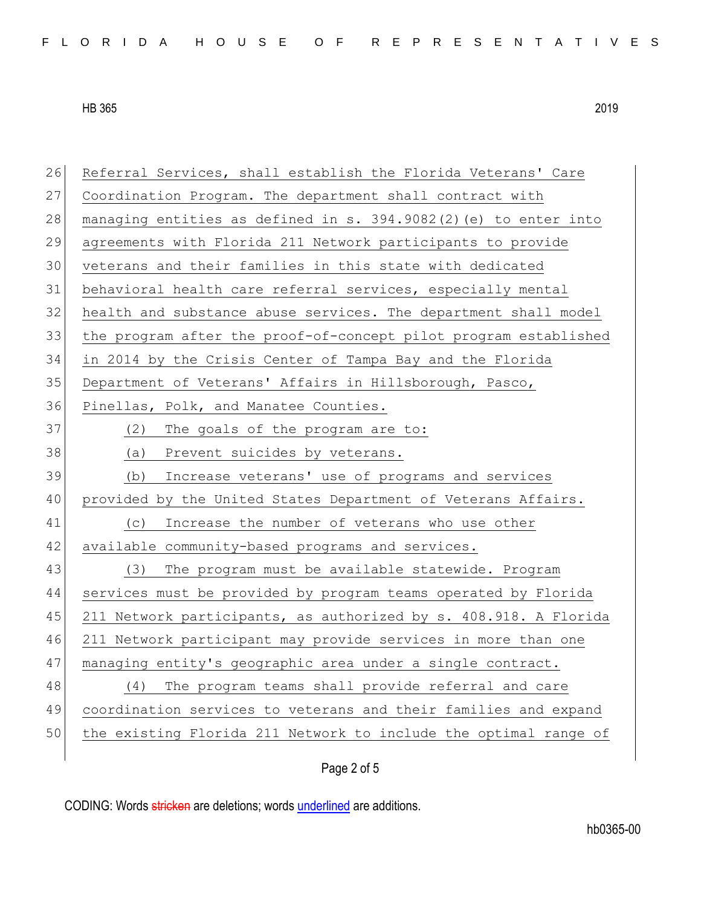Referral Services, shall establish the Florida Veterans' Care Coordination Program. The department shall contract with managing entities as defined in s. 394.9082(2)(e) to enter into agreements with Florida 211 Network participants to provide veterans and their families in this state with dedicated behavioral health care referral services, especially mental health and substance abuse services. The department shall model the program after the proof-of-concept pilot program established in 2014 by the Crisis Center of Tampa Bay and the Florida Department of Veterans' Affairs in Hillsborough, Pasco, Pinellas, Polk, and Manatee Counties.

(2) The goals of the program are to:

(a) Prevent suicides by veterans.

(b) Increase veterans' use of programs and services provided by the United States Department of Veterans Affairs.

(c) Increase the number of veterans who use other available community-based programs and services.

(3) The program must be available statewide. Program services must be provided by program teams operated by Florida 211 Network participants, as authorized by s. 408.918. A Florida 211 Network participant may provide services in more than one managing entity's geographic area under a single contract.

(4) The program teams shall provide referral and care coordination services to veterans and their families and expand the existing Florida 211 Network to include the optimal range of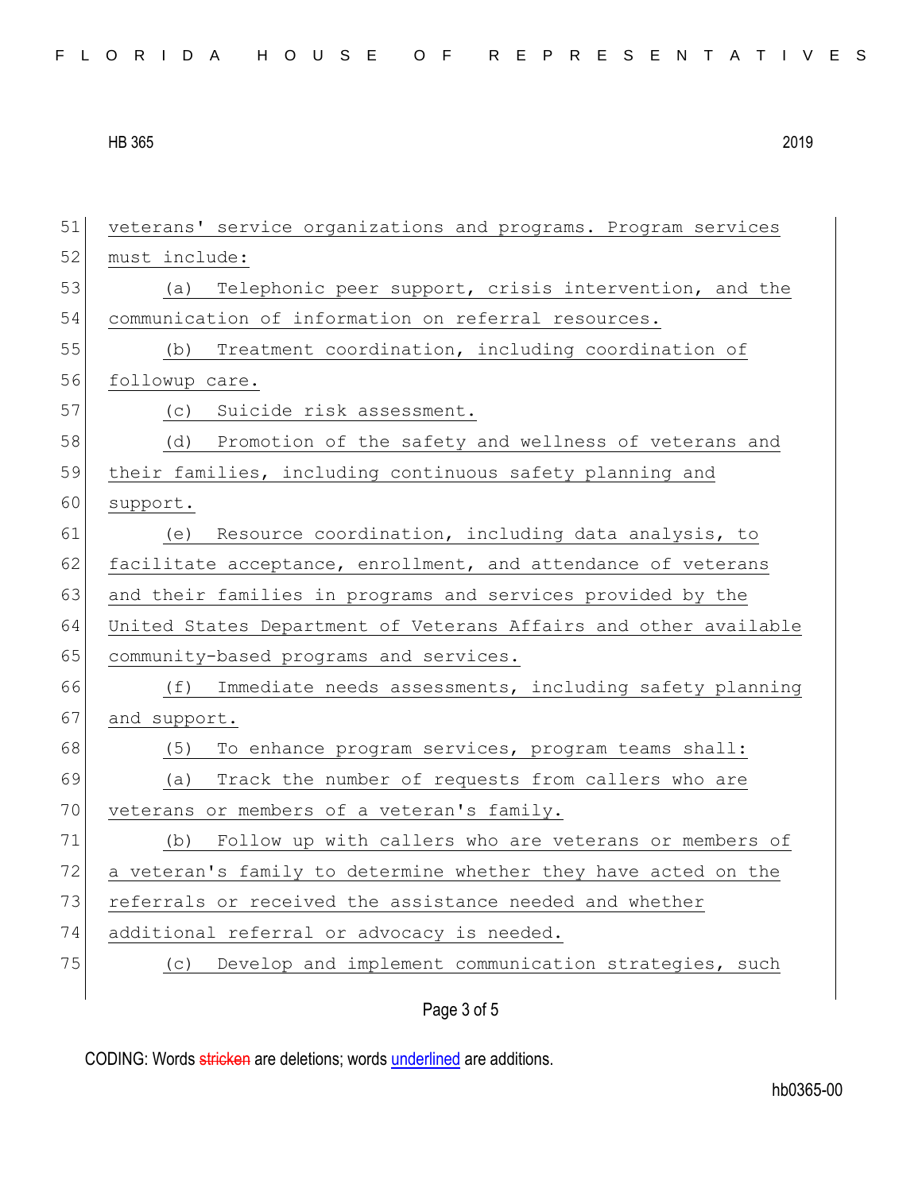veterans' service organizations and programs. Program services must include:

(a) Telephonic peer support, crisis intervention, and the communication of information on referral resources.

(b) Treatment coordination, including coordination of followup care.

(c) Suicide risk assessment.

(d) Promotion of the safety and wellness of veterans and their families, including continuous safety planning and support.

(e) Resource coordination, including data analysis, to facilitate acceptance, enrollment, and attendance of veterans and their families in programs and services provided by the United States Department of Veterans Affairs and other available community-based programs and services.

(f) Immediate needs assessments, including safety planning and support.

(5) To enhance program services, program teams shall:

(a) Track the number of requests from callers who are veterans or members of a veteran's family.

(b) Follow up with callers who are veterans or members of a veteran's family to determine whether they have acted on the referrals or received the assistance needed and whether additional referral or advocacy is needed.

(c) Develop and implement communication strategies, such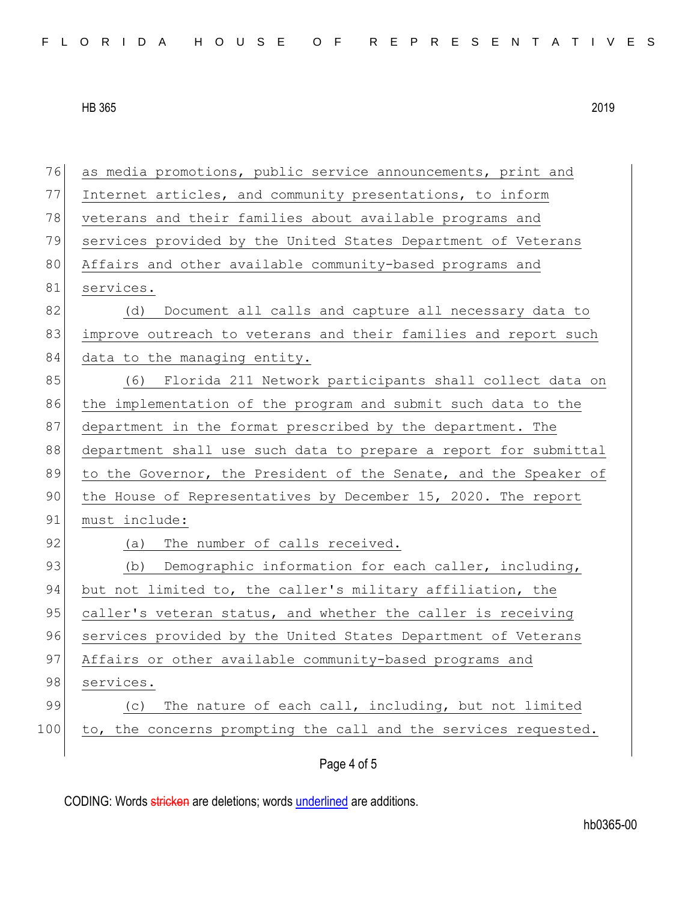as media promotions, public service announcements, print and Internet articles, and community presentations, to inform veterans and their families about available programs and services provided by the United States Department of Veterans Affairs and other available community-based programs and services.

(d) Document all calls and capture all necessary data to improve outreach to veterans and their families and report such data to the managing entity.

(6) Florida 211 Network participants shall collect data on the implementation of the program and submit such data to the department in the format prescribed by the department. The department shall use such data to prepare a report for submittal to the Governor, the President of the Senate, and the Speaker of the House of Representatives by December 15, 2020. The report must include:

(a) The number of calls received.

(b) Demographic information for each caller, including, but not limited to, the caller's military affiliation, the caller's veteran status, and whether the caller is receiving services provided by the United States Department of Veterans Affairs or other available community-based programs and services.

(c) The nature of each call, including, but not limited to, the concerns prompting the call and the services requested.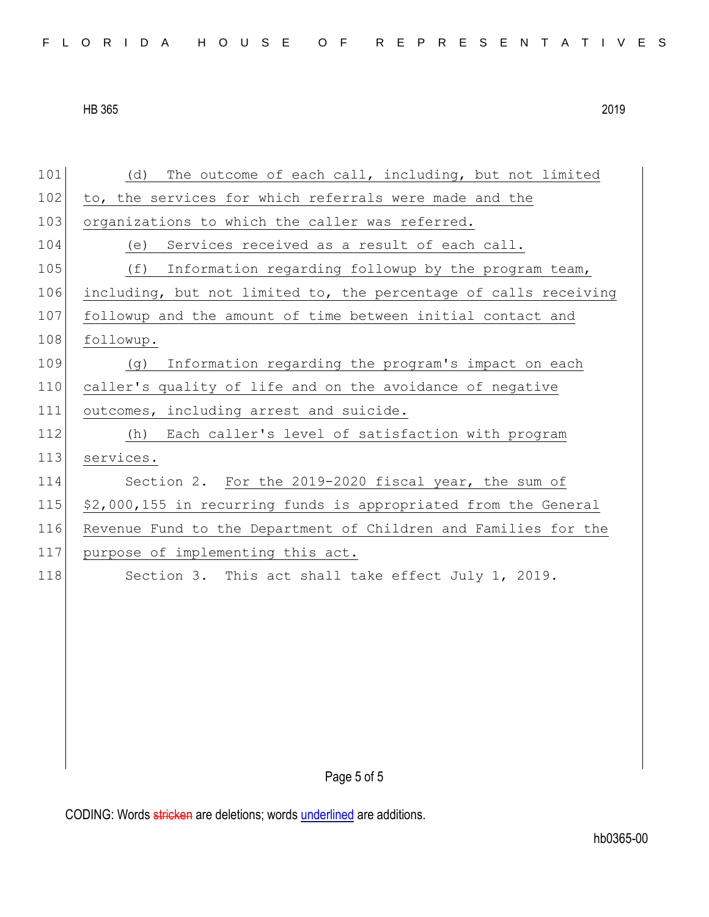(d) The outcome of each call, including, but not limited to, the services for which referrals were made and the organizations to which the caller was referred.

(e) Services received as a result of each call.

(f) Information regarding followup by the program team, including, but not limited to, the percentage of calls receiving followup and the amount of time between initial contact and followup.

(g) Information regarding the program's impact on each caller's quality of life and on the avoidance of negative outcomes, including arrest and suicide.

(h) Each caller's level of satisfaction with program services.

Section 2. For the 2019-2020 fiscal year, the sum of $2,000,155 in recurring funds is appropriated from the General Revenue Fund to the Department of Children and Families for the purpose of implementing this act.

Section 3. This act shall take effect July 1, 2019.

CODING: Words stricken are deletions; words underlined are additions.